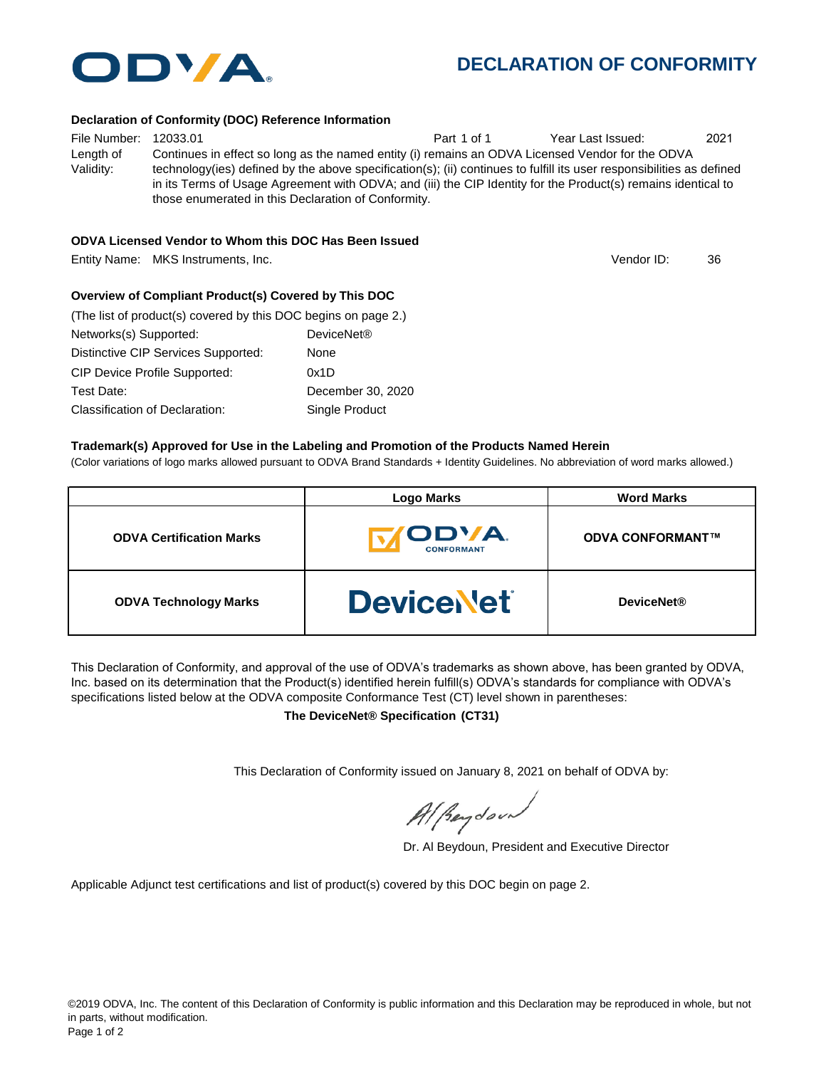# DECLARATION OF CONFORMITY

**Declaration of Conformity (DOC) Reference Information**

File Number: 12033.01 Part 1 of 1 Year Last Issued: 2021

Length of Validity: Continues in effect so long as the named entity (i) remains an ODVA Licensed Vendor for the ODVA technology(ies) defined by the above specification(s); (ii) continues to fulfill its user responsibilities as defined in its Terms of Usage Agreement with ODVA; and (iii) the CIP Identity for the Product(s) remains identical to those enumerated in this Declaration of Conformity.

**ODVA Licensed Vendor to Whom this DOC Has Been Issued**

Entity Name: MKS Instruments, Inc. Vendor ID: 36

**Overview of Compliant Product(s) Covered by This DOC**

(The list of product(s) covered by this DOC begins on page 2.)

| | |
|---|---|
| Networks(s) Supported: | DeviceNet® |
| Distinctive CIP Services Supported: | None |
| CIP Device Profile Supported: | 0x1D |
| Test Date: | December 30, 2020 |
| Classification of Declaration: | Single Product |

**Trademark(s) Approved for Use in the Labeling and Promotion of the Products Named Herein**

(Color variations of logo marks allowed pursuant to ODVA Brand Standards + Identity Guidelines. No abbreviation of word marks allowed.)

| | Logo Marks | Word Marks |
|---|---|---|
| **ODVA Certification Marks** | ODVA CONFORMANT | **ODVA CONFORMANT™** |
| **ODVA Technology Marks** | DeviceNet | **DeviceNet®** |

This Declaration of Conformity, and approval of the use of ODVA's trademarks as shown above, has been granted by ODVA, Inc. based on its determination that the Product(s) identified herein fulfill(s) ODVA's standards for compliance with ODVA's specifications listed below at the ODVA composite Conformance Test (CT) level shown in parentheses:

**The DeviceNet® Specification (CT31)**

This Declaration of Conformity issued on January 8, 2021 on behalf of ODVA by:

Dr. Al Beydoun, President and Executive Director

Applicable Adjunct test certifications and list of product(s) covered by this DOC begin on page 2.

©2019 ODVA, Inc. The content of this Declaration of Conformity is public information and this Declaration may be reproduced in whole, but not in parts, without modification.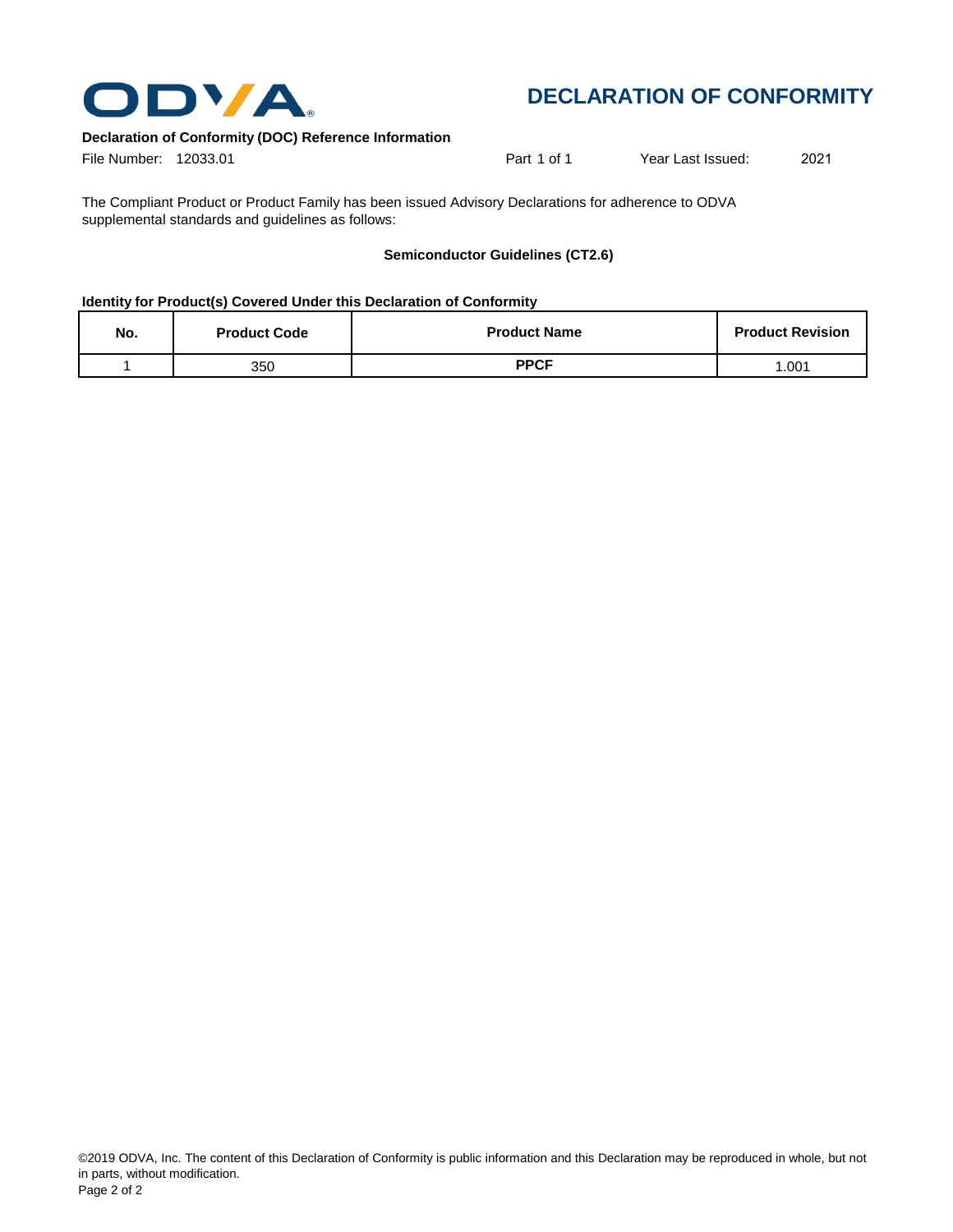# DECLARATION OF CONFORMITY

**Declaration of Conformity (DOC) Reference Information**

File Number: 12033.01 Part 1 of 1 Year Last Issued: 2021

The Compliant Product or Product Family has been issued Advisory Declarations for adherence to ODVA supplemental standards and guidelines as follows:

**Semiconductor Guidelines (CT2.6)**

**Identity for Product(s) Covered Under this Declaration of Conformity**

| No. | Product Code | Product Name | Product Revision |
|---|---|---|---|
| 1 | 350 | **PPCF** | 1.001 |

©2019 ODVA, Inc. The content of this Declaration of Conformity is public information and this Declaration may be reproduced in whole, but not in parts, without modification.